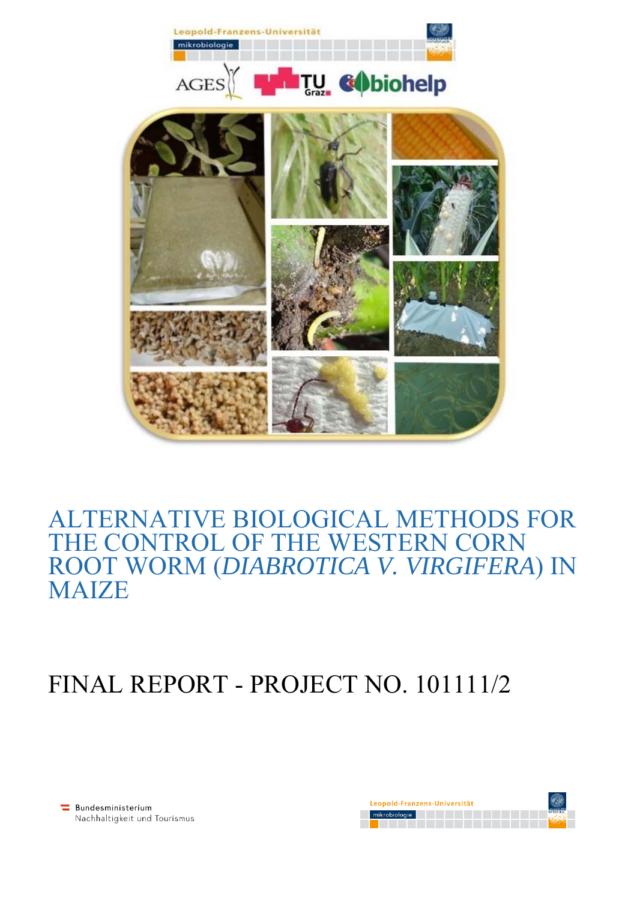Leopold-Franzens-Universität

mikrobiologie

AGES

TU Graz

biohelp

# ALTERNATIVE BIOLOGICAL METHODS FOR THE CONTROL OF THE WESTERN CORN ROOT WORM (*DIABROTICA V. VIRGIFERA*) IN MAIZE

# FINAL REPORT - PROJECT NO. 101111/2

Bundesministerium Nachhaltigkeit und Tourismus

Leopold-Franzens-Universität

mikrobiologie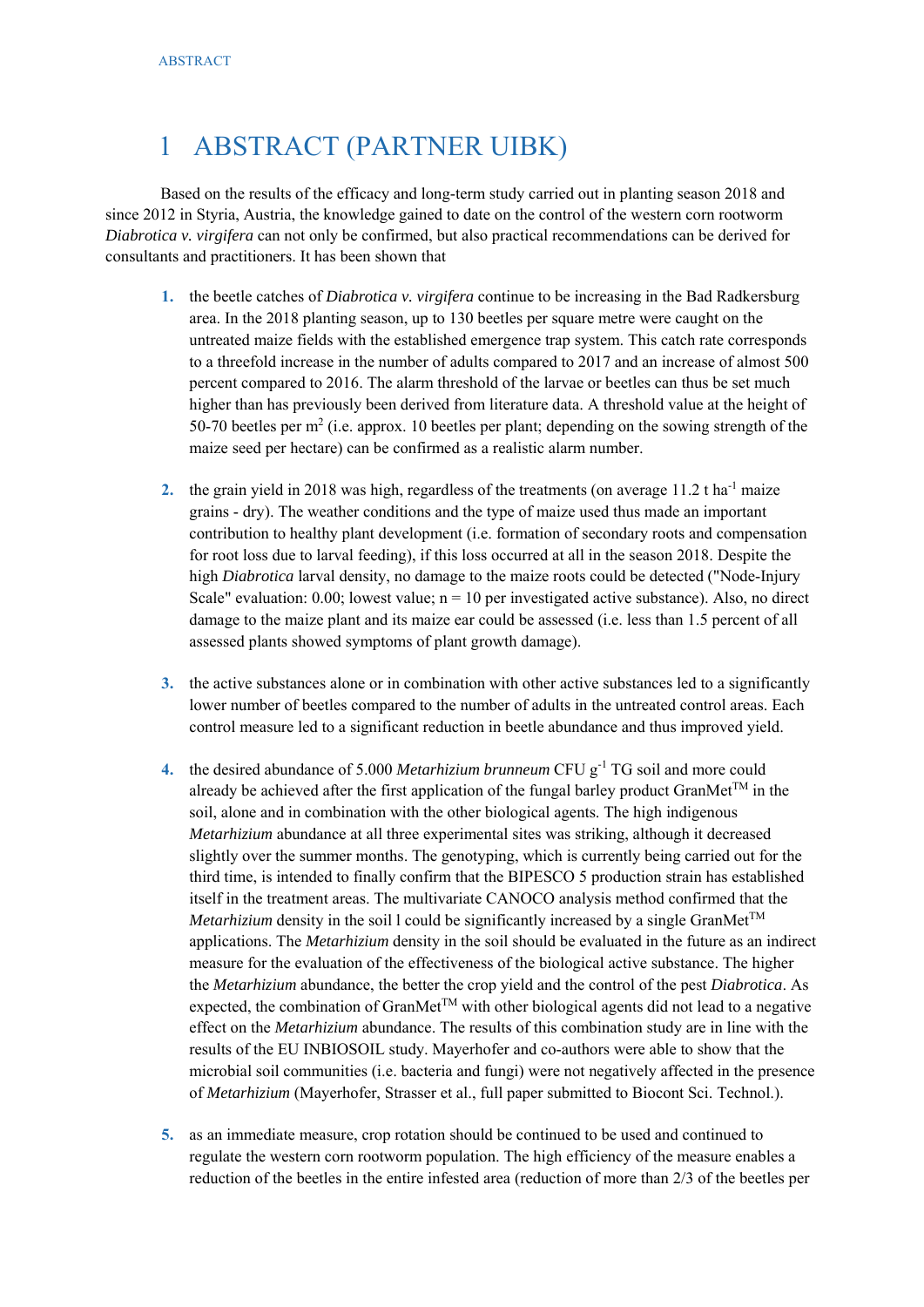# 1 ABSTRACT (PARTNER UIBK)

Based on the results of the efficacy and long-term study carried out in planting season 2018 and since 2012 in Styria, Austria, the knowledge gained to date on the control of the western corn rootworm *Diabrotica v. virgifera* can not only be confirmed, but also practical recommendations can be derived for consultants and practitioners. It has been shown that

1. the beetle catches of *Diabrotica v. virgifera* continue to be increasing in the Bad Radkersburg area. In the 2018 planting season, up to 130 beetles per square metre were caught on the untreated maize fields with the established emergence trap system. This catch rate corresponds to a threefold increase in the number of adults compared to 2017 and an increase of almost 500 percent compared to 2016. The alarm threshold of the larvae or beetles can thus be set much higher than has previously been derived from literature data. A threshold value at the height of 50-70 beetles per $m^2$ (i.e. approx. 10 beetles per plant; depending on the sowing strength of the maize seed per hectare) can be confirmed as a realistic alarm number.

2. the grain yield in 2018 was high, regardless of the treatments (on average 11.2 t $ha^{-1}$ maize grains - dry). The weather conditions and the type of maize used thus made an important contribution to healthy plant development (i.e. formation of secondary roots and compensation for root loss due to larval feeding), if this loss occurred at all in the season 2018. Despite the high *Diabrotica* larval density, no damage to the maize roots could be detected ("Node-Injury Scale" evaluation: 0.00; lowest value; n = 10 per investigated active substance). Also, no direct damage to the maize plant and its maize ear could be assessed (i.e. less than 1.5 percent of all assessed plants showed symptoms of plant growth damage).

3. the active substances alone or in combination with other active substances led to a significantly lower number of beetles compared to the number of adults in the untreated control areas. Each control measure led to a significant reduction in beetle abundance and thus improved yield.

4. the desired abundance of 5.000 *Metarhizium brunneum* CFU $g^{-1}$ TG soil and more could already be achieved after the first application of the fungal barley product GranMet™ in the soil, alone and in combination with the other biological agents. The high indigenous *Metarhizium* abundance at all three experimental sites was striking, although it decreased slightly over the summer months. The genotyping, which is currently being carried out for the third time, is intended to finally confirm that the BIPESCO 5 production strain has established itself in the treatment areas. The multivariate CANOCO analysis method confirmed that the *Metarhizium* density in the soil l could be significantly increased by a single GranMet™ applications. The *Metarhizium* density in the soil should be evaluated in the future as an indirect measure for the evaluation of the effectiveness of the biological active substance. The higher the *Metarhizium* abundance, the better the crop yield and the control of the pest *Diabrotica*. As expected, the combination of GranMet™ with other biological agents did not lead to a negative effect on the *Metarhizium* abundance. The results of this combination study are in line with the results of the EU INBIOSOIL study. Mayerhofer and co-authors were able to show that the microbial soil communities (i.e. bacteria and fungi) were not negatively affected in the presence of *Metarhizium* (Mayerhofer, Strasser et al., full paper submitted to Biocont Sci. Technol.).

5. as an immediate measure, crop rotation should be continued to be used and continued to regulate the western corn rootworm population. The high efficiency of the measure enables a reduction of the beetles in the entire infested area (reduction of more than 2/3 of the beetles per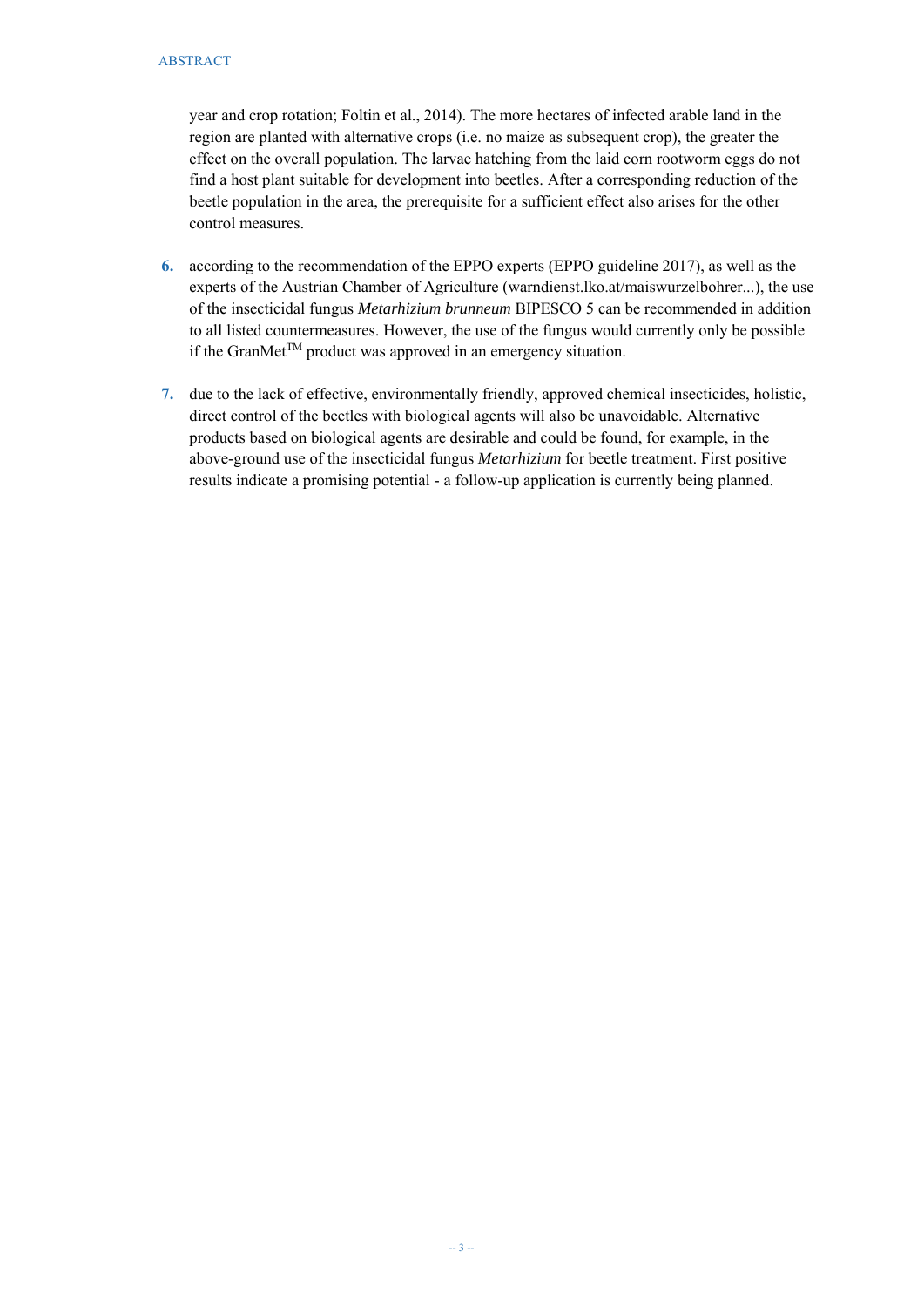year and crop rotation; Foltin et al., 2014). The more hectares of infected arable land in the region are planted with alternative crops (i.e. no maize as subsequent crop), the greater the effect on the overall population. The larvae hatching from the laid corn rootworm eggs do not find a host plant suitable for development into beetles. After a corresponding reduction of the beetle population in the area, the prerequisite for a sufficient effect also arises for the other control measures.

6. according to the recommendation of the EPPO experts (EPPO guideline 2017), as well as the experts of the Austrian Chamber of Agriculture (warndienst.lko.at/maiswurzelbohrer...), the use of the insecticidal fungus *Metarhizium brunneum* BIPESCO 5 can be recommended in addition to all listed countermeasures. However, the use of the fungus would currently only be possible if the GranMet™ product was approved in an emergency situation.

7. due to the lack of effective, environmentally friendly, approved chemical insecticides, holistic, direct control of the beetles with biological agents will also be unavoidable. Alternative products based on biological agents are desirable and could be found, for example, in the above-ground use of the insecticidal fungus *Metarhizium* for beetle treatment. First positive results indicate a promising potential - a follow-up application is currently being planned.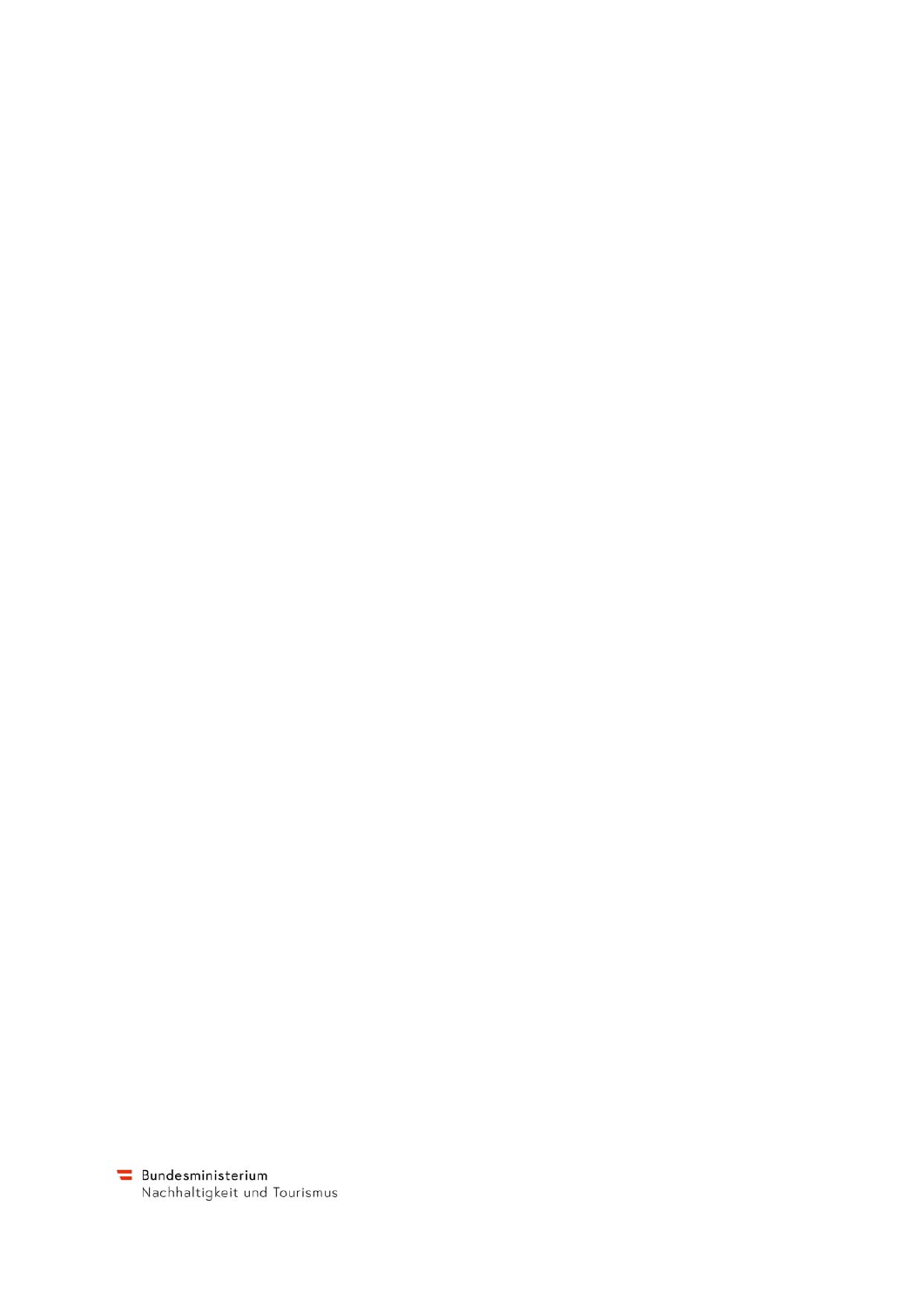Bundesministerium
Nachhaltigkeit und Tourismus